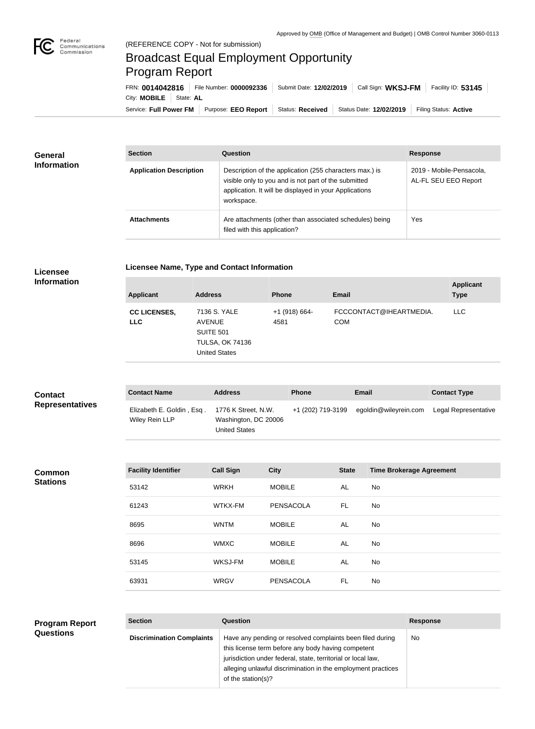Approved by OMB (Office of Management and Budget) | OMB Control Number 3060-0113

(REFERENCE COPY - Not for submission)

# Broadcast Equal Employment Opportunity Program Report

FRN: **0014042816** | File Number: **0000092336** | Submit Date: **12/02/2019** | Call Sign: **WKSJ-FM** | Facility ID: **53145** | City: **MOBILE** | State: **AL**

Service: **Full Power FM** | Purpose: **EEO Report** | Status: **Received** | Status Date: **12/02/2019** | Filing Status: **Active**

## General Information

| Section | Question | Response |
|---|---|---|
| **Application Description** | Description of the application (255 characters max.) is visible only to you and is not part of the submitted application. It will be displayed in your Applications workspace. | 2019 - Mobile-Pensacola, AL-FL SEU EEO Report |
| **Attachments** | Are attachments (other than associated schedules) being filed with this application? | Yes |

## Licensee Information

**Licensee Name, Type and Contact Information**

| Applicant | Address | Phone | Email | Applicant Type |
|---|---|---|---|---|
| **CC LICENSES, LLC** | 7136 S. YALE AVENUE SUITE 501 TULSA, OK 74136 United States | +1 (918) 664-4581 | FCCCONTACT@IHEARTMEDIA.COM | LLC |

## Contact Representatives

| Contact Name | Address | Phone | Email | Contact Type |
|---|---|---|---|---|
| Elizabeth E. Goldin , Esq . Wiley Rein LLP | 1776 K Street, N.W. Washington, DC 20006 United States | +1 (202) 719-3199 | egoldin@wileyrein.com | Legal Representative |

## Common Stations

| Facility Identifier | Call Sign | City | State | Time Brokerage Agreement |
|---|---|---|---|---|
| 53142 | WRKH | MOBILE | AL | No |
| 61243 | WTKX-FM | PENSACOLA | FL | No |
| 8695 | WNTM | MOBILE | AL | No |
| 8696 | WMXC | MOBILE | AL | No |
| 53145 | WKSJ-FM | MOBILE | AL | No |
| 63931 | WRGV | PENSACOLA | FL | No |

## Program Report Questions

| Section | Question | Response |
|---|---|---|
| **Discrimination Complaints** | Have any pending or resolved complaints been filed during this license term before any body having competent jurisdiction under federal, state, territorial or local law, alleging unlawful discrimination in the employment practices of the station(s)? | No |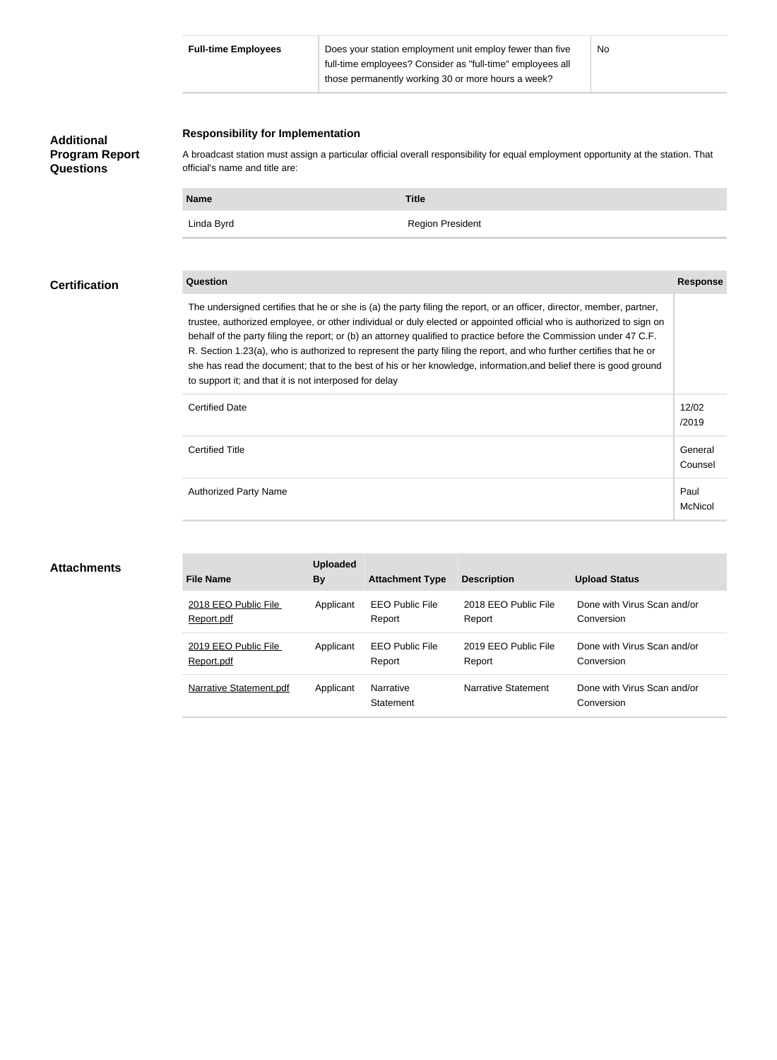| | | |
|---|---|---|
| **Full-time Employees** | Does your station employment unit employ fewer than five full-time employees? Consider as "full-time" employees all those permanently working 30 or more hours a week? | No |

## Additional Program Report Questions

### Responsibility for Implementation

A broadcast station must assign a particular official overall responsibility for equal employment opportunity at the station. That official's name and title are:

| Name | Title |
|---|---|
| Linda Byrd | Region President |

## Certification

| Question | Response |
|---|---|
| The undersigned certifies that he or she is (a) the party filing the report, or an officer, director, member, partner, trustee, authorized employee, or other individual or duly elected or appointed official who is authorized to sign on behalf of the party filing the report; or (b) an attorney qualified to practice before the Commission under 47 C.F. R. Section 1.23(a), who is authorized to represent the party filing the report, and who further certifies that he or she has read the document; that to the best of his or her knowledge, information,and belief there is good ground to support it; and that it is not interposed for delay | |
| Certified Date | 12/02/2019 |
| Certified Title | General Counsel |
| Authorized Party Name | Paul McNicol |

## Attachments

| File Name | Uploaded By | Attachment Type | Description | Upload Status |
|---|---|---|---|---|
| 2018 EEO Public File Report.pdf | Applicant | EEO Public File Report | 2018 EEO Public File Report | Done with Virus Scan and/or Conversion |
| 2019 EEO Public File Report.pdf | Applicant | EEO Public File Report | 2019 EEO Public File Report | Done with Virus Scan and/or Conversion |
| Narrative Statement.pdf | Applicant | Narrative Statement | Narrative Statement | Done with Virus Scan and/or Conversion |